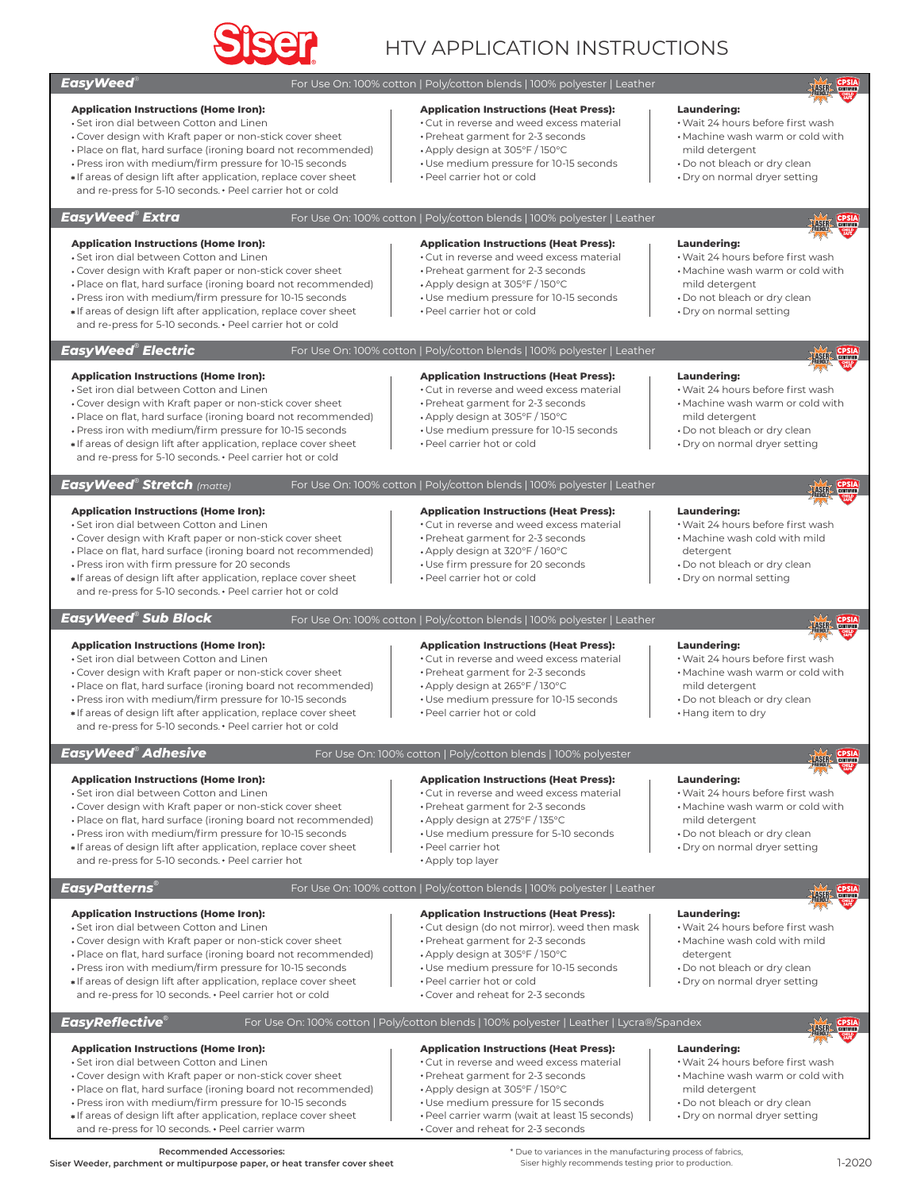# Siser HTV APPLICATION INSTRUCTIONS

## EasyWeed®

For Use On: 100% cotton | Poly/cotton blends | 100% polyester | Leather

**Application Instructions (Home Iron):**

- Set iron dial between Cotton and Linen
- Cover design with Kraft paper or non-stick cover sheet
- Place on flat, hard surface (ironing board not recommended)
- Press iron with medium/firm pressure for 10-15 seconds
- If areas of design lift after application, replace cover sheet and re-press for 5-10 seconds. • Peel carrier hot or cold

**Application Instructions (Heat Press):**

- Cut in reverse and weed excess material
- Preheat garment for 2-3 seconds
- Apply design at 305°F / 150°C
- Use medium pressure for 10-15 seconds
- Peel carrier hot or cold

**Laundering:**

- Wait 24 hours before first wash
- Machine wash warm or cold with mild detergent
- Do not bleach or dry clean
- Dry on normal dryer setting

## EasyWeed® Extra

For Use On: 100% cotton | Poly/cotton blends | 100% polyester | Leather

**Application Instructions (Home Iron):**

- Set iron dial between Cotton and Linen
- Cover design with Kraft paper or non-stick cover sheet
- Place on flat, hard surface (ironing board not recommended)
- Press iron with medium/firm pressure for 10-15 seconds
- If areas of design lift after application, replace cover sheet and re-press for 5-10 seconds. • Peel carrier hot or cold

**Application Instructions (Heat Press):**

- Cut in reverse and weed excess material
- Preheat garment for 2-3 seconds
- Apply design at 305°F / 150°C
- Use medium pressure for 10-15 seconds
- Peel carrier hot or cold

**Laundering:**

- Wait 24 hours before first wash
- Machine wash warm or cold with mild detergent
- Do not bleach or dry clean
- Dry on normal setting

## EasyWeed® Electric

For Use On: 100% cotton | Poly/cotton blends | 100% polyester | Leather

**Application Instructions (Home Iron):**

- Set iron dial between Cotton and Linen
- Cover design with Kraft paper or non-stick cover sheet
- Place on flat, hard surface (ironing board not recommended)
- Press iron with medium/firm pressure for 10-15 seconds
- If areas of design lift after application, replace cover sheet and re-press for 5-10 seconds. • Peel carrier hot or cold

**Application Instructions (Heat Press):**

- Cut in reverse and weed excess material
- Preheat garment for 2-3 seconds
- Apply design at 305°F / 150°C
- Use medium pressure for 10-15 seconds
- Peel carrier hot or cold

**Laundering:**

- Wait 24 hours before first wash
- Machine wash warm or cold with mild detergent
- Do not bleach or dry clean
- Dry on normal dryer setting

## EasyWeed® Stretch *(matte)*

For Use On: 100% cotton | Poly/cotton blends | 100% polyester | Leather

**Application Instructions (Home Iron):**

- Set iron dial between Cotton and Linen
- Cover design with Kraft paper or non-stick cover sheet
- Place on flat, hard surface (ironing board not recommended)
- Press iron with firm pressure for 20 seconds
- If areas of design lift after application, replace cover sheet and re-press for 5-10 seconds. • Peel carrier hot or cold

**Application Instructions (Heat Press):**

- Cut in reverse and weed excess material
- Preheat garment for 2-3 seconds
- Apply design at 320°F / 160°C
- Use firm pressure for 20 seconds
- Peel carrier hot or cold

**Laundering:**

- Wait 24 hours before first wash
- Machine wash cold with mild detergent
- Do not bleach or dry clean
- Dry on normal setting

## EasyWeed® Sub Block

For Use On: 100% cotton | Poly/cotton blends | 100% polyester | Leather

**Application Instructions (Home Iron):**

- Set iron dial between Cotton and Linen
- Cover design with Kraft paper or non-stick cover sheet
- Place on flat, hard surface (ironing board not recommended)
- Press iron with medium/firm pressure for 10-15 seconds
- If areas of design lift after application, replace cover sheet and re-press for 5-10 seconds. • Peel carrier hot or cold

**Application Instructions (Heat Press):**

- Cut in reverse and weed excess material
- Preheat garment for 2-3 seconds
- Apply design at 265°F / 130°C
- Use medium pressure for 10-15 seconds
- Peel carrier hot or cold

**Laundering:**

- Wait 24 hours before first wash
- Machine wash warm or cold with mild detergent
- Do not bleach or dry clean
- Hang item to dry

## EasyWeed® Adhesive

For Use On: 100% cotton | Poly/cotton blends | 100% polyester

**Application Instructions (Home Iron):**

- Set iron dial between Cotton and Linen
- Cover design with Kraft paper or non-stick cover sheet
- Place on flat, hard surface (ironing board not recommended)
- Press iron with medium/firm pressure for 10-15 seconds
- If areas of design lift after application, replace cover sheet and re-press for 5-10 seconds. • Peel carrier hot

**Application Instructions (Heat Press):**

- Cut in reverse and weed excess material
- Preheat garment for 2-3 seconds
- Apply design at 275°F / 135°C
- Use medium pressure for 5-10 seconds
- Peel carrier hot
- Apply top layer

**Laundering:**

- Wait 24 hours before first wash
- Machine wash warm or cold with mild detergent
- Do not bleach or dry clean
- Dry on normal dryer setting

## EasyPatterns®

For Use On: 100% cotton | Poly/cotton blends | 100% polyester | Leather

**Application Instructions (Home Iron):**

- Set iron dial between Cotton and Linen
- Cover design with Kraft paper or non-stick cover sheet
- Place on flat, hard surface (ironing board not recommended)
- Press iron with medium/firm pressure for 10-15 seconds
- If areas of design lift after application, replace cover sheet and re-press for 10 seconds. • Peel carrier hot or cold

**Application Instructions (Heat Press):**

- Cut design (do not mirror). weed then mask
- Preheat garment for 2-3 seconds
- Apply design at 305°F / 150°C
- Use medium pressure for 10-15 seconds
- Peel carrier hot or cold
- Cover and reheat for 2-3 seconds

**Laundering:**

- Wait 24 hours before first wash
- Machine wash cold with mild detergent
- Do not bleach or dry clean
- Dry on normal dryer setting

## EasyReflective®

For Use On: 100% cotton | Poly/cotton blends | 100% polyester | Leather | Lycra®/Spandex

**Application Instructions (Home Iron):**

- Set iron dial between Cotton and Linen
- Cover design with Kraft paper or non-stick cover sheet
- Place on flat, hard surface (ironing board not recommended)
- Press iron with medium/firm pressure for 10-15 seconds
- If areas of design lift after application, replace cover sheet and re-press for 10 seconds. • Peel carrier warm

**Application Instructions (Heat Press):**

- Cut in reverse and weed excess material
- Preheat garment for 2-3 seconds
- Apply design at 305°F / 150°C
- Use medium pressure for 15 seconds
- Peel carrier warm (wait at least 15 seconds)
- Cover and reheat for 2-3 seconds

**Laundering:**

- Wait 24 hours before first wash
- Machine wash warm or cold with mild detergent
- Do not bleach or dry clean
- Dry on normal dryer setting

**Recommended Accessories:**
Siser Weeder, parchment or multipurpose paper, or heat transfer cover sheet

\* Due to variances in the manufacturing process of fabrics, Siser highly recommends testing prior to production.

1-2020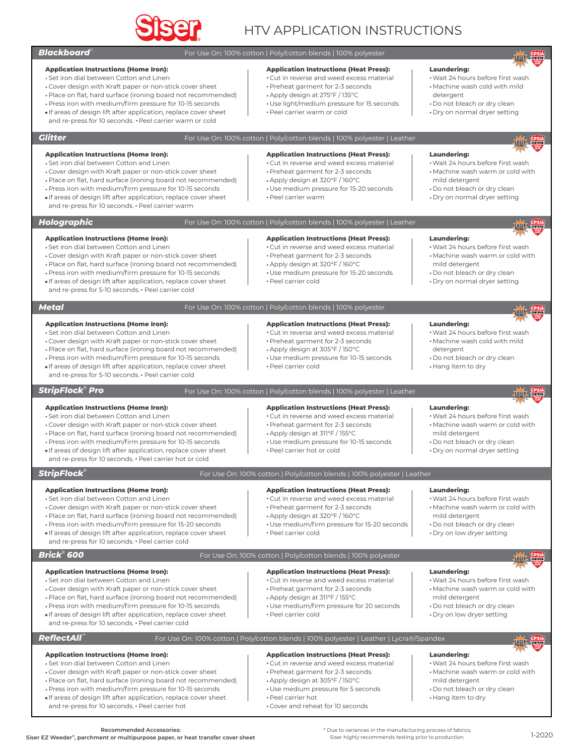# HTV APPLICATION INSTRUCTIONS

## Blackboard®

For Use On: 100% cotton | Poly/cotton blends | 100% polyester

**Application Instructions (Home Iron):**
- Set iron dial between Cotton and Linen
- Cover design with Kraft paper or non-stick cover sheet
- Place on flat, hard surface (ironing board not recommended)
- Press iron with medium/firm pressure for 10-15 seconds
- If areas of design lift after application, replace cover sheet and re-press for 10 seconds. • Peel carrier warm or cold

**Application Instructions (Heat Press):**
- Cut in reverse and weed excess material
- Preheat garment for 2-3 seconds
- Apply design at 275°F / 135°C
- Use light/medium pressure for 15 seconds
- Peel carrier warm or cold

**Laundering:**
- Wait 24 hours before first wash
- Machine wash cold with mild detergent
- Do not bleach or dry clean
- Dry on normal dryer setting

## Glitter

For Use On: 100% cotton | Poly/cotton blends | 100% polyester | Leather

**Application Instructions (Home Iron):**
- Set iron dial between Cotton and Linen
- Cover design with Kraft paper or non-stick cover sheet
- Place on flat, hard surface (ironing board not recommended)
- Press iron with medium/firm pressure for 10-15 seconds
- If areas of design lift after application, replace cover sheet and re-press for 10 seconds. • Peel carrier warm

**Application Instructions (Heat Press):**
- Cut in reverse and weed excess material
- Preheat garment for 2-3 seconds
- Apply design at 320°F / 160°C
- Use medium pressure for 15-20 seconds
- Peel carrier warm

**Laundering:**
- Wait 24 hours before first wash
- Machine wash warm or cold with mild detergent
- Do not bleach or dry clean
- Dry on normal dryer setting

## Holographic

For Use On: 100% cotton | Poly/cotton blends | 100% polyester | Leather

**Application Instructions (Home Iron):**
- Set iron dial between Cotton and Linen
- Cover design with Kraft paper or non-stick cover sheet
- Place on flat, hard surface (ironing board not recommended)
- Press iron with medium/firm pressure for 10-15 seconds
- If areas of design lift after application, replace cover sheet and re-press for 5-10 seconds. • Peel carrier cold

**Application Instructions (Heat Press):**
- Cut in reverse and weed excess material
- Preheat garment for 2-3 seconds
- Apply design at 320°F / 160°C
- Use medium pressure for 15-20 seconds
- Peel carrier cold

**Laundering:**
- Wait 24 hours before first wash
- Machine wash warm or cold with mild detergent
- Do not bleach or dry clean
- Dry on normal dryer setting

## Metal

For Use On: 100% cotton | Poly/cotton blends | 100% polyester

**Application Instructions (Home Iron):**
- Set iron dial between Cotton and Linen
- Cover design with Kraft paper or non-stick cover sheet
- Place on flat, hard surface (ironing board not recommended)
- Press iron with medium/firm pressure for 10-15 seconds
- If areas of design lift after application, replace cover sheet and re-press for 5-10 seconds. • Peel carrier cold

**Application Instructions (Heat Press):**
- Cut in reverse and weed excess material
- Preheat garment for 2-3 seconds
- Apply design at 305°F / 150°C
- Use medium pressure for 10-15 seconds
- Peel carrier cold

**Laundering:**
- Wait 24 hours before first wash
- Machine wash cold with mild detergent
- Do not bleach or dry clean
- Hang item to dry

## StripFlock® Pro

For Use On: 100% cotton | Poly/cotton blends | 100% polyester | Leather

**Application Instructions (Home Iron):**
- Set iron dial between Cotton and Linen
- Cover design with Kraft paper or non-stick cover sheet
- Place on flat, hard surface (ironing board not recommended)
- Press iron with medium/firm pressure for 10-15 seconds
- If areas of design lift after application, replace cover sheet and re-press for 10 seconds. • Peel carrier hot or cold

**Application Instructions (Heat Press):**
- Cut in reverse and weed excess material
- Preheat garment for 2-3 seconds
- Apply design at 311°F / 155°C
- Use medium pressure for 10-15 seconds
- Peel carrier hot or cold

**Laundering:**
- Wait 24 hours before first wash
- Machine wash warm or cold with mild detergent
- Do not bleach or dry clean
- Dry on normal dryer setting

## StripFlock®

For Use On: 100% cotton | Poly/cotton blends | 100% polyester | Leather

**Application Instructions (Home Iron):**
- Set iron dial between Cotton and Linen
- Cover design with Kraft paper or non-stick cover sheet
- Place on flat, hard surface (ironing board not recommended)
- Press iron with medium/firm pressure for 15-20 seconds
- If areas of design lift after application, replace cover sheet and re-press for 10 seconds. • Peel carrier cold

**Application Instructions (Heat Press):**
- Cut in reverse and weed excess material
- Preheat garment for 2-3 seconds
- Apply design at 320°F / 160°C
- Use medium/firm pressure for 15-20 seconds
- Peel carrier cold

**Laundering:**
- Wait 24 hours before first wash
- Machine wash warm or cold with mild detergent
- Do not bleach or dry clean
- Dry on low dryer setting

## Brick® 600

For Use On: 100% cotton | Poly/cotton blends | 100% polyester

**Application Instructions (Home Iron):**
- Set iron dial between Cotton and Linen
- Cover design with Kraft paper or non-stick cover sheet
- Place on flat, hard surface (ironing board not recommended)
- Press iron with medium/firm pressure for 10-15 seconds
- If areas of design lift after application, replace cover sheet and re-press for 10 seconds. • Peel carrier cold

**Application Instructions (Heat Press):**
- Cut in reverse and weed excess material
- Preheat garment for 2-3 seconds
- Apply design at 311°F / 155°C
- Use medium/firm pressure for 20 seconds
- Peel carrier cold

**Laundering:**
- Wait 24 hours before first wash
- Machine wash warm or cold with mild detergent
- Do not bleach or dry clean
- Dry on low dryer setting

## ReflectAll™

For Use On: 100% cotton | Poly/cotton blends | 100% polyester | Leather | Lycra®/Spandex

**Application Instructions (Home Iron):**
- Set iron dial between Cotton and Linen
- Cover design with Kraft paper or non-stick cover sheet
- Place on flat, hard surface (ironing board not recommended)
- Press iron with medium/firm pressure for 10-15 seconds
- If areas of design lift after application, replace cover sheet and re-press for 10 seconds. • Peel carrier hot

**Application Instructions (Heat Press):**
- Cut in reverse and weed excess material
- Preheat garment for 2-3 seconds
- Apply design at 305°F / 150°C
- Use medium pressure for 5 seconds
- Peel carrier hot
- Cover and reheat for 10 seconds

**Laundering:**
- Wait 24 hours before first wash
- Machine wash warm or cold with mild detergent
- Do not bleach or dry clean
- Hang item to dry

**Recommended Accessories:**
**Siser EZ Weeder®, parchment or multipurpose paper, or heat transfer cover sheet**

* Due to variances in the manufacturing process of fabrics, Siser highly recommends testing prior to production.

1-2020